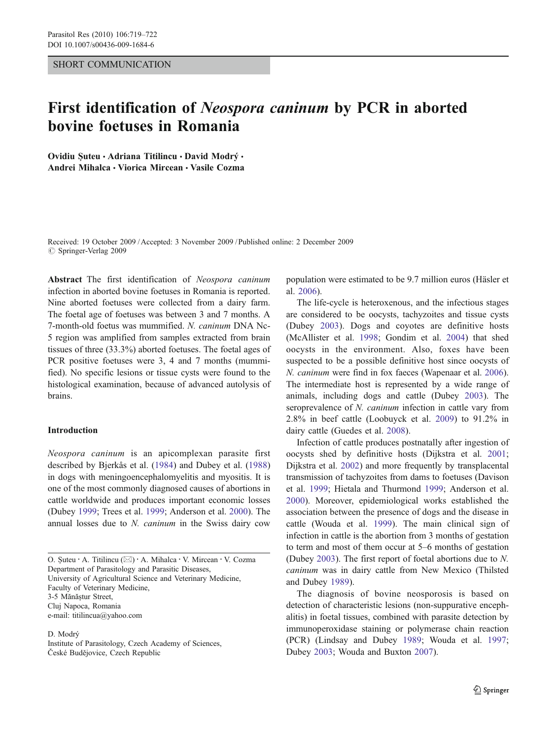SHORT COMMUNICATION

# First identification of *Neospora caninum* by PCR in aborted bovine foetuses in Romania

**Ovidiu Şuteu · Adriana Titilincu · David Modrý · Andrei Mihalca · Viorica Mircean · Vasile Cozma**

Received: 19 October 2009 / Accepted: 3 November 2009 / Published online: 2 December 2009
© Springer-Verlag 2009

**Abstract** The first identification of *Neospora caninum* infection in aborted bovine foetuses in Romania is reported. Nine aborted foetuses were collected from a dairy farm. The foetal age of foetuses was between 3 and 7 months. A 7-month-old foetus was mummified. *N. caninum* DNA Nc-5 region was amplified from samples extracted from brain tissues of three (33.3%) aborted foetuses. The foetal ages of PCR positive foetuses were 3, 4 and 7 months (mummified). No specific lesions or tissue cysts were found to the histological examination, because of advanced autolysis of brains.

## Introduction

*Neospora caninum* is an apicomplexan parasite first described by Bjerkås et al. (1984) and Dubey et al. (1988) in dogs with meningoencephalomyelitis and myositis. It is one of the most commonly diagnosed causes of abortions in cattle worldwide and produces important economic losses (Dubey 1999; Trees et al. 1999; Anderson et al. 2000). The annual losses due to *N. caninum* in the Swiss dairy cow population were estimated to be 9.7 million euros (Häsler et al. 2006).

The life-cycle is heteroxenous, and the infectious stages are considered to be oocysts, tachyzoites and tissue cysts (Dubey 2003). Dogs and coyotes are definitive hosts (McAllister et al. 1998; Gondim et al. 2004) that shed oocysts in the environment. Also, foxes have been suspected to be a possible definitive host since oocysts of *N. caninum* were find in fox faeces (Wapenaar et al. 2006). The intermediate host is represented by a wide range of animals, including dogs and cattle (Dubey 2003). The seroprevalence of *N. caninum* infection in cattle vary from 2.8% in beef cattle (Loobuyck et al. 2009) to 91.2% in dairy cattle (Guedes et al. 2008).

Infection of cattle produces postnatally after ingestion of oocysts shed by definitive hosts (Dijkstra et al. 2001; Dijkstra et al. 2002) and more frequently by transplacental transmission of tachyzoites from dams to foetuses (Davison et al. 1999; Hietala and Thurmond 1999; Anderson et al. 2000). Moreover, epidemiological works established the association between the presence of dogs and the disease in cattle (Wouda et al. 1999). The main clinical sign of infection in cattle is the abortion from 3 months of gestation to term and most of them occur at 5–6 months of gestation (Dubey 2003). The first report of foetal abortions due to *N. caninum* was in dairy cattle from New Mexico (Thilsted and Dubey 1989).

The diagnosis of bovine neosporosis is based on detection of characteristic lesions (non-suppurative encephalitis) in foetal tissues, combined with parasite detection by immunoperoxidase staining or polymerase chain reaction (PCR) (Lindsay and Dubey 1989; Wouda et al. 1997; Dubey 2003; Wouda and Buxton 2007).

---

O. Şuteu · A. Titilincu (✉) · A. Mihalca · V. Mircean · V. Cozma
Department of Parasitology and Parasitic Diseases,
University of Agricultural Science and Veterinary Medicine,
Faculty of Veterinary Medicine,
3-5 Mănăştur Street,
Cluj Napoca, Romania
e-mail: titilincua@yahoo.com

D. Modrý
Institute of Parasitology, Czech Academy of Sciences,
České Budějovice, Czech Republic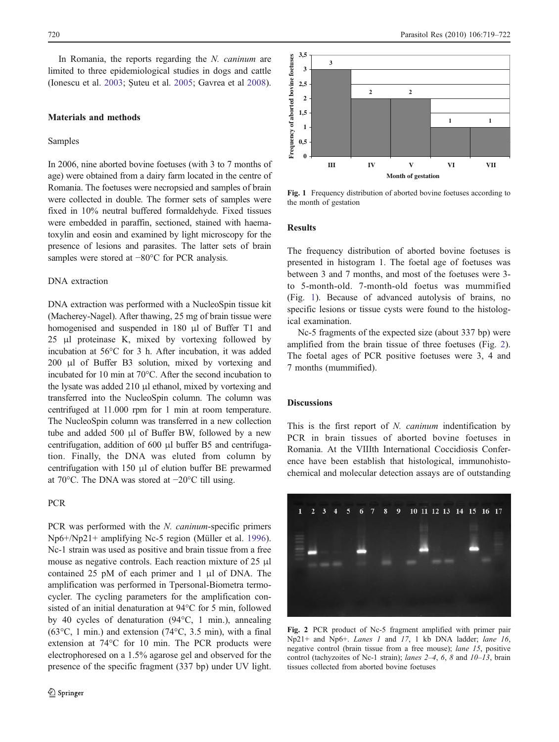In Romania, the reports regarding the *N. caninum* are limited to three epidemiological studies in dogs and cattle (Ionescu et al. 2003; Şuteu et al. 2005; Gavrea et al 2008).

## Materials and methods

### Samples

In 2006, nine aborted bovine foetuses (with 3 to 7 months of age) were obtained from a dairy farm located in the centre of Romania. The foetuses were necropsied and samples of brain were collected in double. The former sets of samples were fixed in 10% neutral buffered formaldehyde. Fixed tissues were embedded in paraffin, sectioned, stained with haematoxylin and eosin and examined by light microscopy for the presence of lesions and parasites. The latter sets of brain samples were stored at −80°C for PCR analysis.

### DNA extraction

DNA extraction was performed with a NucleoSpin tissue kit (Macherey-Nagel). After thawing, 25 mg of brain tissue were homogenised and suspended in 180 µl of Buffer T1 and 25 µl proteinase K, mixed by vortexing followed by incubation at 56°C for 3 h. After incubation, it was added 200 µl of Buffer B3 solution, mixed by vortexing and incubated for 10 min at 70°C. After the second incubation to the lysate was added 210 µl ethanol, mixed by vortexing and transferred into the NucleoSpin column. The column was centrifuged at 11.000 rpm for 1 min at room temperature. The NucleoSpin column was transferred in a new collection tube and added 500 µl of Buffer BW, followed by a new centrifugation, addition of 600 µl buffer B5 and centrifugation. Finally, the DNA was eluted from column by centrifugation with 150 µl of elution buffer BE prewarmed at 70°C. The DNA was stored at −20°C till using.

### PCR

PCR was performed with the *N. caninum*-specific primers Np6+/Np21+ amplifying Nc-5 region (Müller et al. 1996). Nc-1 strain was used as positive and brain tissue from a free mouse as negative controls. Each reaction mixture of 25 µl contained 25 pM of each primer and 1 µl of DNA. The amplification was performed in Tpersonal-Biometra termocycler. The cycling parameters for the amplification consisted of an initial denaturation at 94°C for 5 min, followed by 40 cycles of denaturation (94°C, 1 min.), annealing (63°C, 1 min.) and extension (74°C, 3.5 min), with a final extension at 74°C for 10 min. The PCR products were electrophoresed on a 1.5% agarose gel and observed for the presence of the specific fragment (337 bp) under UV light.

Fig. 1 Frequency distribution of aborted bovine foetuses according to the month of gestation

## Results

The frequency distribution of aborted bovine foetuses is presented in histogram 1. The foetal age of foetuses was between 3 and 7 months, and most of the foetuses were 3- to 5-month-old. 7-month-old foetus was mummified (Fig. 1). Because of advanced autolysis of brains, no specific lesions or tissue cysts were found to the histological examination.

Nc-5 fragments of the expected size (about 337 bp) were amplified from the brain tissue of three foetuses (Fig. 2). The foetal ages of PCR positive foetuses were 3, 4 and 7 months (mummified).

## Discussions

This is the first report of *N. caninum* indentification by PCR in brain tissues of aborted bovine foetuses in Romania. At the VIIIth International Coccidiosis Conference have been establish that histological, immunohistochemical and molecular detection assays are of outstanding

Fig. 2 PCR product of Nc-5 fragment amplified with primer pair Np21+ and Np6+. *Lanes 1* and *17*, 1 kb DNA ladder; *lane 16*, negative control (brain tissue from a free mouse); *lane 15*, positive control (tachyzoites of Nc-1 strain); *lanes 2–4*, *6*, *8* and *10–13*, brain tissues collected from aborted bovine foetuses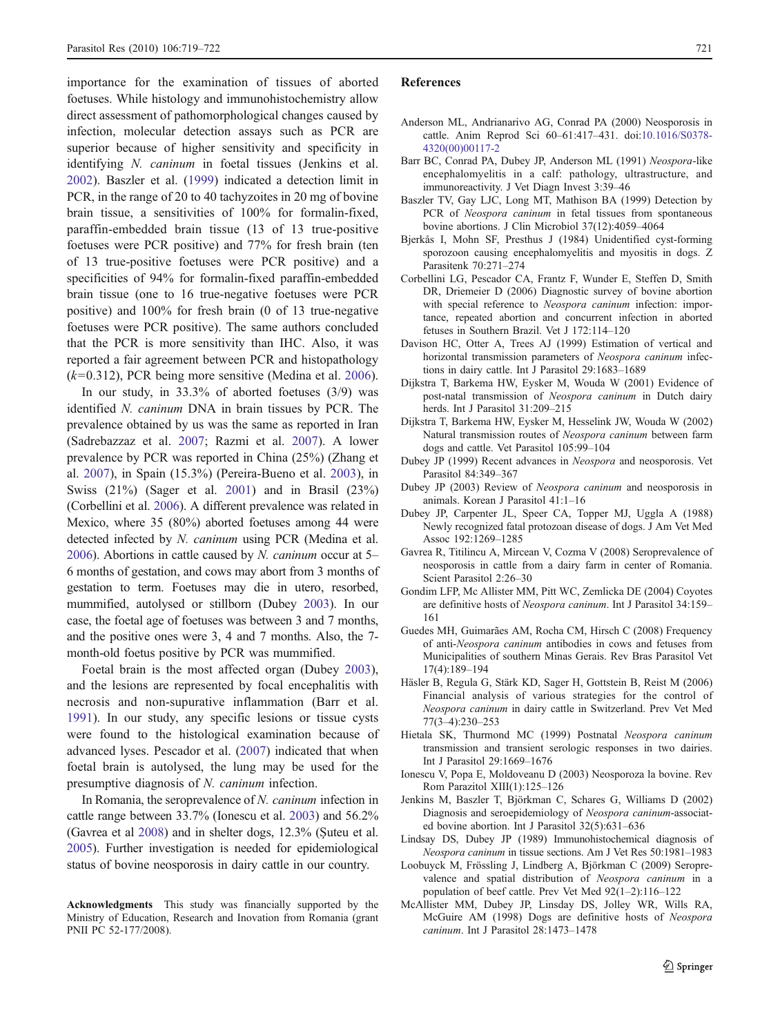importance for the examination of tissues of aborted foetuses. While histology and immunohistochemistry allow direct assessment of pathomorphological changes caused by infection, molecular detection assays such as PCR are superior because of higher sensitivity and specificity in identifying *N. caninum* in foetal tissues (Jenkins et al. 2002). Baszler et al. (1999) indicated a detection limit in PCR, in the range of 20 to 40 tachyzoites in 20 mg of bovine brain tissue, a sensitivities of 100% for formalin-fixed, paraffin-embedded brain tissue (13 of 13 true-positive foetuses were PCR positive) and 77% for fresh brain (ten of 13 true-positive foetuses were PCR positive) and a specificities of 94% for formalin-fixed paraffin-embedded brain tissue (one to 16 true-negative foetuses were PCR positive) and 100% for fresh brain (0 of 13 true-negative foetuses were PCR positive). The same authors concluded that the PCR is more sensitivity than IHC. Also, it was reported a fair agreement between PCR and histopathology ($k$=0.312), PCR being more sensitive (Medina et al. 2006).

In our study, in 33.3% of aborted foetuses (3/9) was identified *N. caninum* DNA in brain tissues by PCR. The prevalence obtained by us was the same as reported in Iran (Sadrebazzaz et al. 2007; Razmi et al. 2007). A lower prevalence by PCR was reported in China (25%) (Zhang et al. 2007), in Spain (15.3%) (Pereira-Bueno et al. 2003), in Swiss (21%) (Sager et al. 2001) and in Brasil (23%) (Corbellini et al. 2006). A different prevalence was related in Mexico, where 35 (80%) aborted foetuses among 44 were detected infected by *N. caninum* using PCR (Medina et al. 2006). Abortions in cattle caused by *N. caninum* occur at 5–6 months of gestation, and cows may abort from 3 months of gestation to term. Foetuses may die in utero, resorbed, mummified, autolysed or stillborn (Dubey 2003). In our case, the foetal age of foetuses was between 3 and 7 months, and the positive ones were 3, 4 and 7 months. Also, the 7-month-old foetus positive by PCR was mummified.

Foetal brain is the most affected organ (Dubey 2003), and the lesions are represented by focal encephalitis with necrosis and non-supurative inflammation (Barr et al. 1991). In our study, any specific lesions or tissue cysts were found to the histological examination because of advanced lyses. Pescador et al. (2007) indicated that when foetal brain is autolysed, the lung may be used for the presumptive diagnosis of *N. caninum* infection.

In Romania, the seroprevalence of *N. caninum* infection in cattle range between 33.7% (Ionescu et al. 2003) and 56.2% (Gavrea et al 2008) and in shelter dogs, 12.3% (Șuteu et al. 2005). Further investigation is needed for epidemiological status of bovine neosporosis in dairy cattle in our country.

**Acknowledgments** This study was financially supported by the Ministry of Education, Research and Inovation from Romania (grant PNII PC 52-177/2008).

## References

Anderson ML, Andrianarivo AG, Conrad PA (2000) Neosporosis in cattle. Anim Reprod Sci 60–61:417–431. doi:10.1016/S0378-4320(00)00117-2

Barr BC, Conrad PA, Dubey JP, Anderson ML (1991) *Neospora*-like encephalomyelitis in a calf: pathology, ultrastructure, and immunoreactivity. J Vet Diagn Invest 3:39–46

Baszler TV, Gay LJC, Long MT, Mathison BA (1999) Detection by PCR of *Neospora caninum* in fetal tissues from spontaneous bovine abortions. J Clin Microbiol 37(12):4059–4064

Bjerkås I, Mohn SF, Presthus J (1984) Unidentified cyst-forming sporozoon causing encephalomyelitis and myositis in dogs. Z Parasitenk 70:271–274

Corbellini LG, Pescador CA, Frantz F, Wunder E, Steffen D, Smith DR, Driemeier D (2006) Diagnostic survey of bovine abortion with special reference to *Neospora caninum* infection: importance, repeated abortion and concurrent infection in aborted fetuses in Southern Brazil. Vet J 172:114–120

Davison HC, Otter A, Trees AJ (1999) Estimation of vertical and horizontal transmission parameters of *Neospora caninum* infections in dairy cattle. Int J Parasitol 29:1683–1689

Dijkstra T, Barkema HW, Eysker M, Wouda W (2001) Evidence of post-natal transmission of *Neospora caninum* in Dutch dairy herds. Int J Parasitol 31:209–215

Dijkstra T, Barkema HW, Eysker M, Hesselink JW, Wouda W (2002) Natural transmission routes of *Neospora caninum* between farm dogs and cattle. Vet Parasitol 105:99–104

Dubey JP (1999) Recent advances in *Neospora* and neosporosis. Vet Parasitol 84:349–367

Dubey JP (2003) Review of *Neospora caninum* and neosporosis in animals. Korean J Parasitol 41:1–16

Dubey JP, Carpenter JL, Speer CA, Topper MJ, Uggla A (1988) Newly recognized fatal protozoan disease of dogs. J Am Vet Med Assoc 192:1269–1285

Gavrea R, Titilincu A, Mircean V, Cozma V (2008) Seroprevalence of neosporosis in cattle from a dairy farm in center of Romania. Scient Parasitol 2:26–30

Gondim LFP, Mc Allister MM, Pitt WC, Zemlicka DE (2004) Coyotes are definitive hosts of *Neospora caninum*. Int J Parasitol 34:159–161

Guedes MH, Guimarães AM, Rocha CM, Hirsch C (2008) Frequency of anti-*Neospora caninum* antibodies in cows and fetuses from Municipalities of southern Minas Gerais. Rev Bras Parasitol Vet 17(4):189–194

Häsler B, Regula G, Stärk KD, Sager H, Gottstein B, Reist M (2006) Financial analysis of various strategies for the control of *Neospora caninum* in dairy cattle in Switzerland. Prev Vet Med 77(3–4):230–253

Hietala SK, Thurmond MC (1999) Postnatal *Neospora caninum* transmission and transient serologic responses in two dairies. Int J Parasitol 29:1669–1676

Ionescu V, Popa E, Moldoveanu D (2003) Neosporoza la bovine. Rev Rom Parazitol XIII(1):125–126

Jenkins M, Baszler T, Björkman C, Schares G, Williams D (2002) Diagnosis and seroepidemiology of *Neospora caninum*-associated bovine abortion. Int J Parasitol 32(5):631–636

Lindsay DS, Dubey JP (1989) Immunohistochemical diagnosis of *Neospora caninum* in tissue sections. Am J Vet Res 50:1981–1983

Loobuyck M, Frössling J, Lindberg A, Björkman C (2009) Seroprevalence and spatial distribution of *Neospora caninum* in a population of beef cattle. Prev Vet Med 92(1–2):116–122

McAllister MM, Dubey JP, Linsday DS, Jolley WR, Wills RA, McGuire AM (1998) Dogs are definitive hosts of *Neospora caninum*. Int J Parasitol 28:1473–1478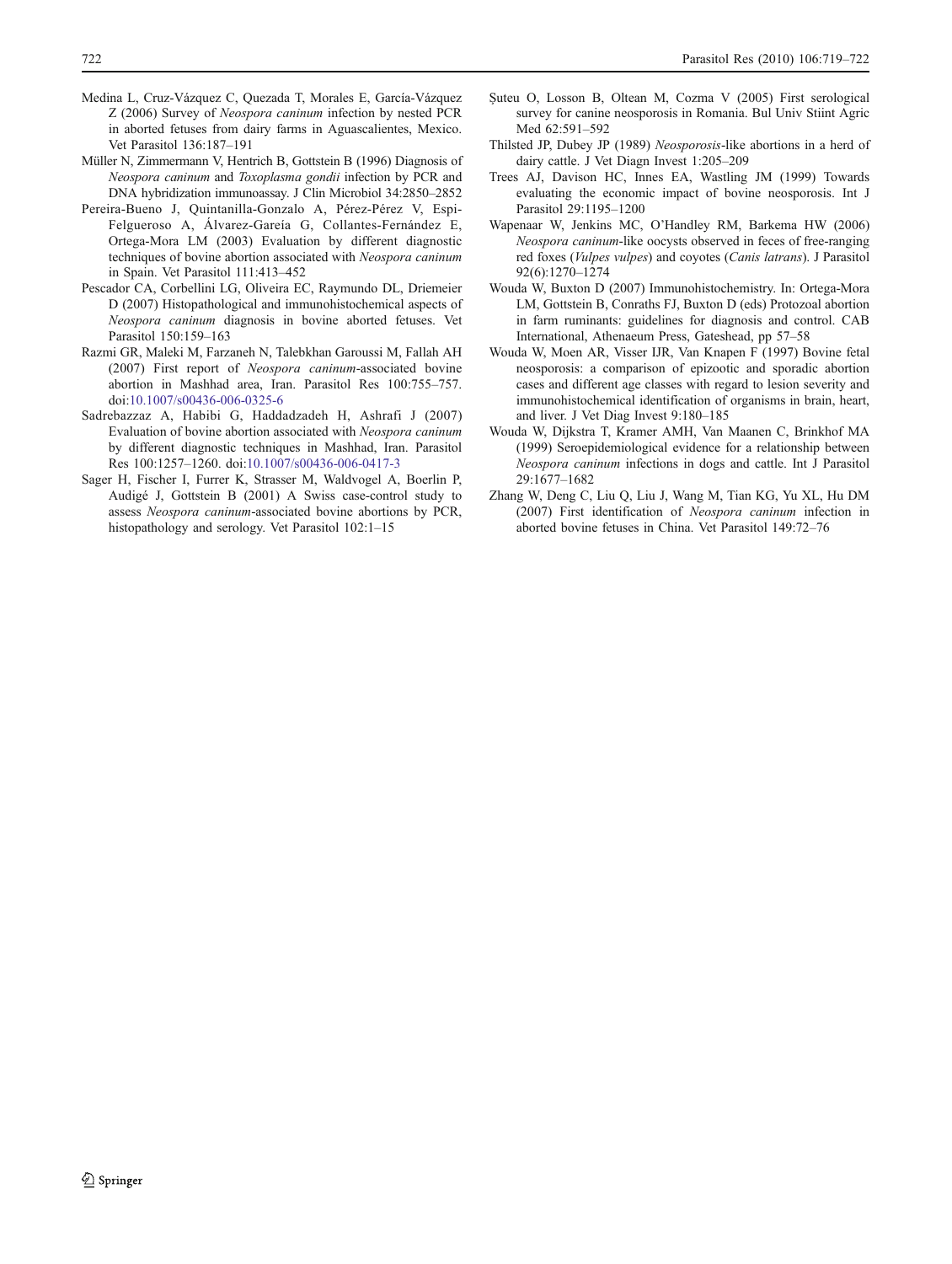Medina L, Cruz-Vázquez C, Quezada T, Morales E, García-Vázquez Z (2006) Survey of *Neospora caninum* infection by nested PCR in aborted fetuses from dairy farms in Aguascalientes, Mexico. Vet Parasitol 136:187–191

Müller N, Zimmermann V, Hentrich B, Gottstein B (1996) Diagnosis of *Neospora caninum* and *Toxoplasma gondii* infection by PCR and DNA hybridization immunoassay. J Clin Microbiol 34:2850–2852

Pereira-Bueno J, Quintanilla-Gonzalo A, Pérez-Pérez V, Espi-Felgueroso A, Álvarez-Gareía G, Collantes-Fernández E, Ortega-Mora LM (2003) Evaluation by different diagnostic techniques of bovine abortion associated with *Neospora caninum* in Spain. Vet Parasitol 111:413–452

Pescador CA, Corbellini LG, Oliveira EC, Raymundo DL, Driemeier D (2007) Histopathological and immunohistochemical aspects of *Neospora caninum* diagnosis in bovine aborted fetuses. Vet Parasitol 150:159–163

Razmi GR, Maleki M, Farzaneh N, Talebkhan Garoussi M, Fallah AH (2007) First report of *Neospora caninum*-associated bovine abortion in Mashhad area, Iran. Parasitol Res 100:755–757. doi:10.1007/s00436-006-0325-6

Sadrebazzaz A, Habibi G, Haddadzadeh H, Ashrafi J (2007) Evaluation of bovine abortion associated with *Neospora caninum* by different diagnostic techniques in Mashhad, Iran. Parasitol Res 100:1257–1260. doi:10.1007/s00436-006-0417-3

Sager H, Fischer I, Furrer K, Strasser M, Waldvogel A, Boerlin P, Audigé J, Gottstein B (2001) A Swiss case-control study to assess *Neospora caninum*-associated bovine abortions by PCR, histopathology and serology. Vet Parasitol 102:1–15

Şuteu O, Losson B, Oltean M, Cozma V (2005) First serological survey for canine neosporosis in Romania. Bul Univ Stiint Agric Med 62:591–592

Thilsted JP, Dubey JP (1989) *Neosporosis*-like abortions in a herd of dairy cattle. J Vet Diagn Invest 1:205–209

Trees AJ, Davison HC, Innes EA, Wastling JM (1999) Towards evaluating the economic impact of bovine neosporosis. Int J Parasitol 29:1195–1200

Wapenaar W, Jenkins MC, O'Handley RM, Barkema HW (2006) *Neospora caninum*-like oocysts observed in feces of free-ranging red foxes (*Vulpes vulpes*) and coyotes (*Canis latrans*). J Parasitol 92(6):1270–1274

Wouda W, Buxton D (2007) Immunohistochemistry. In: Ortega-Mora LM, Gottstein B, Conraths FJ, Buxton D (eds) Protozoal abortion in farm ruminants: guidelines for diagnosis and control. CAB International, Athenaeum Press, Gateshead, pp 57–58

Wouda W, Moen AR, Visser IJR, Van Knapen F (1997) Bovine fetal neosporosis: a comparison of epizootic and sporadic abortion cases and different age classes with regard to lesion severity and immunohistochemical identification of organisms in brain, heart, and liver. J Vet Diag Invest 9:180–185

Wouda W, Dijkstra T, Kramer AMH, Van Maanen C, Brinkhof MA (1999) Seroepidemiological evidence for a relationship between *Neospora caninum* infections in dogs and cattle. Int J Parasitol 29:1677–1682

Zhang W, Deng C, Liu Q, Liu J, Wang M, Tian KG, Yu XL, Hu DM (2007) First identification of *Neospora caninum* infection in aborted bovine fetuses in China. Vet Parasitol 149:72–76